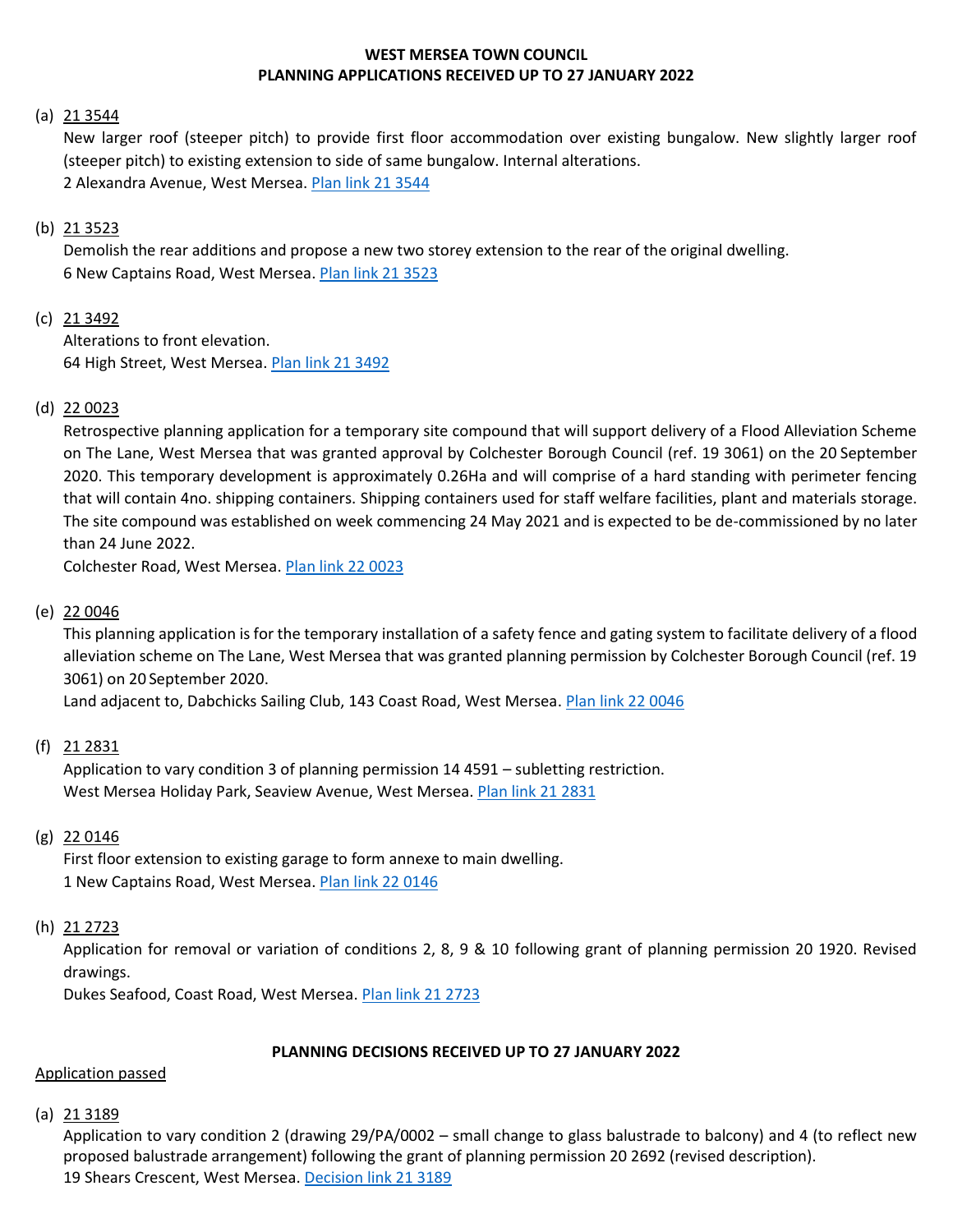# WEST MERSEA TOWN COUNCIL
## PLANNING APPLICATIONS RECEIVED UP TO 27 JANUARY 2022

(a) <u>21 3544</u>
New larger roof (steeper pitch) to provide first floor accommodation over existing bungalow. New slightly larger roof (steeper pitch) to existing extension to side of same bungalow. Internal alterations.
2 Alexandra Avenue, West Mersea. Plan link 21 3544

(b) <u>21 3523</u>
Demolish the rear additions and propose a new two storey extension to the rear of the original dwelling.
6 New Captains Road, West Mersea. Plan link 21 3523

(c) <u>21 3492</u>
Alterations to front elevation.
64 High Street, West Mersea. Plan link 21 3492

(d) <u>22 0023</u>
Retrospective planning application for a temporary site compound that will support delivery of a Flood Alleviation Scheme on The Lane, West Mersea that was granted approval by Colchester Borough Council (ref. 19 3061) on the 20 September 2020. This temporary development is approximately 0.26Ha and will comprise of a hard standing with perimeter fencing that will contain 4no. shipping containers. Shipping containers used for staff welfare facilities, plant and materials storage. The site compound was established on week commencing 24 May 2021 and is expected to be de-commissioned by no later than 24 June 2022.
Colchester Road, West Mersea. Plan link 22 0023

(e) <u>22 0046</u>
This planning application is for the temporary installation of a safety fence and gating system to facilitate delivery of a flood alleviation scheme on The Lane, West Mersea that was granted planning permission by Colchester Borough Council (ref. 19 3061) on 20 September 2020.
Land adjacent to, Dabchicks Sailing Club, 143 Coast Road, West Mersea. Plan link 22 0046

(f) <u>21 2831</u>
Application to vary condition 3 of planning permission 14 4591 – subletting restriction.
West Mersea Holiday Park, Seaview Avenue, West Mersea. Plan link 21 2831

(g) <u>22 0146</u>
First floor extension to existing garage to form annexe to main dwelling.
1 New Captains Road, West Mersea. Plan link 22 0146

(h) <u>21 2723</u>
Application for removal or variation of conditions 2, 8, 9 & 10 following grant of planning permission 20 1920. Revised drawings.
Dukes Seafood, Coast Road, West Mersea. Plan link 21 2723

## PLANNING DECISIONS RECEIVED UP TO 27 JANUARY 2022

<u>Application passed</u>

(a) <u>21 3189</u>
Application to vary condition 2 (drawing 29/PA/0002 – small change to glass balustrade to balcony) and 4 (to reflect new proposed balustrade arrangement) following the grant of planning permission 20 2692 (revised description).
19 Shears Crescent, West Mersea. Decision link 21 3189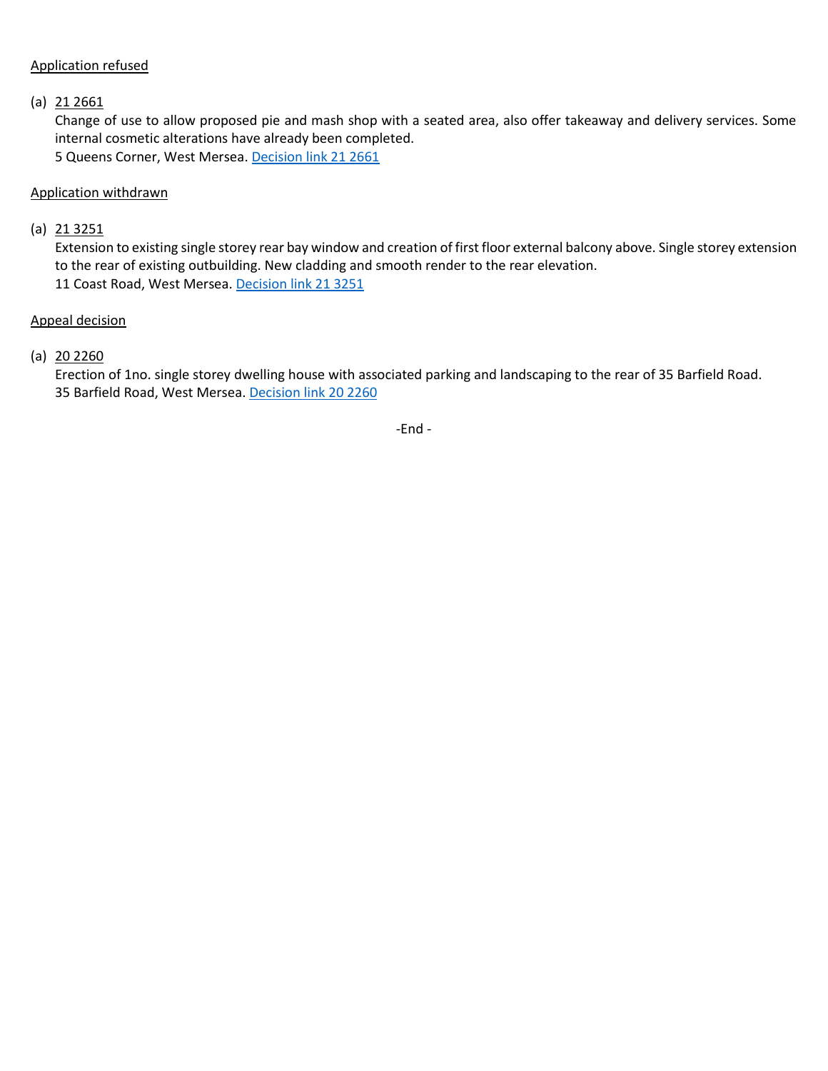Application refused

(a) 21 2661
Change of use to allow proposed pie and mash shop with a seated area, also offer takeaway and delivery services. Some internal cosmetic alterations have already been completed.
5 Queens Corner, West Mersea. Decision link 21 2661

Application withdrawn

(a) 21 3251
Extension to existing single storey rear bay window and creation of first floor external balcony above. Single storey extension to the rear of existing outbuilding. New cladding and smooth render to the rear elevation.
11 Coast Road, West Mersea. Decision link 21 3251

Appeal decision

(a) 20 2260
Erection of 1no. single storey dwelling house with associated parking and landscaping to the rear of 35 Barfield Road.
35 Barfield Road, West Mersea. Decision link 20 2260

-End -